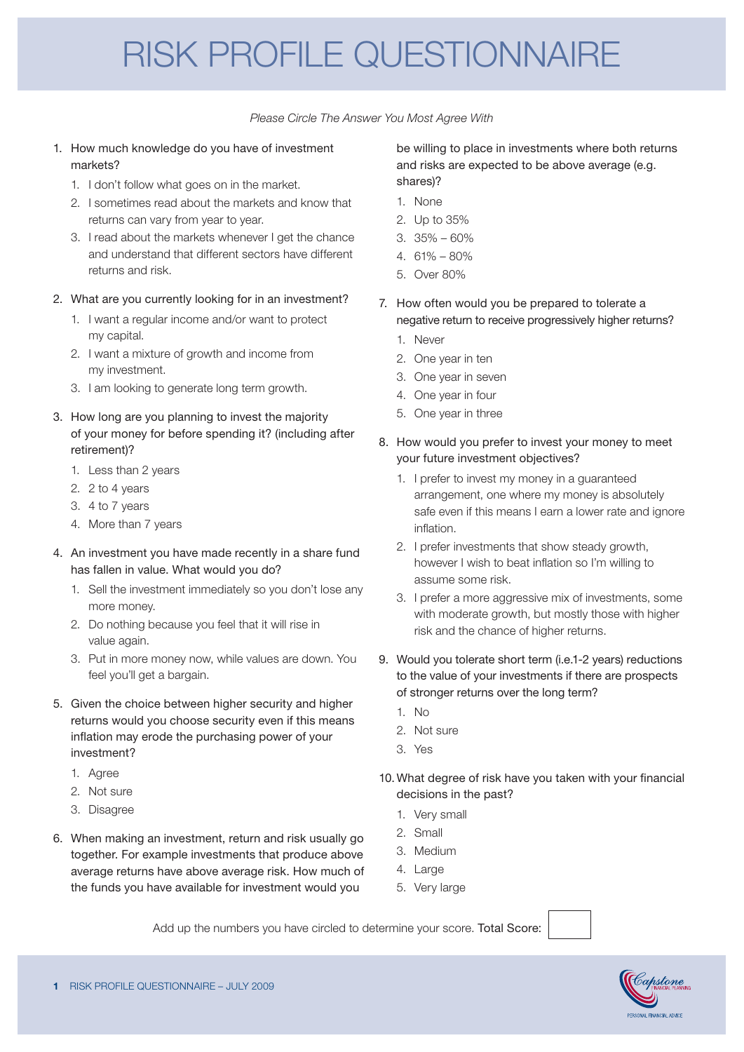# RISK PROFILE QUESTIONNAIRE

*Please Circle The Answer You Most Agree With*

1. How much knowledge do you have of investment markets?
   1. I don't follow what goes on in the market.
   2. I sometimes read about the markets and know that returns can vary from year to year.
   3. I read about the markets whenever I get the chance and understand that different sectors have different returns and risk.

2. What are you currently looking for in an investment?
   1. I want a regular income and/or want to protect my capital.
   2. I want a mixture of growth and income from my investment.
   3. I am looking to generate long term growth.

3. How long are you planning to invest the majority of your money for before spending it? (including after retirement)?
   1. Less than 2 years
   2. 2 to 4 years
   3. 4 to 7 years
   4. More than 7 years

4. An investment you have made recently in a share fund has fallen in value. What would you do?
   1. Sell the investment immediately so you don't lose any more money.
   2. Do nothing because you feel that it will rise in value again.
   3. Put in more money now, while values are down. You feel you'll get a bargain.

5. Given the choice between higher security and higher returns would you choose security even if this means inflation may erode the purchasing power of your investment?
   1. Agree
   2. Not sure
   3. Disagree

6. When making an investment, return and risk usually go together. For example investments that produce above average returns have above average risk. How much of the funds you have available for investment would you be willing to place in investments where both returns and risks are expected to be above average (e.g. shares)?
   1. None
   2. Up to 35%
   3. 35% – 60%
   4. 61% – 80%
   5. Over 80%

7. How often would you be prepared to tolerate a negative return to receive progressively higher returns?
   1. Never
   2. One year in ten
   3. One year in seven
   4. One year in four
   5. One year in three

8. How would you prefer to invest your money to meet your future investment objectives?
   1. I prefer to invest my money in a guaranteed arrangement, one where my money is absolutely safe even if this means I earn a lower rate and ignore inflation.
   2. I prefer investments that show steady growth, however I wish to beat inflation so I'm willing to assume some risk.
   3. I prefer a more aggressive mix of investments, some with moderate growth, but mostly those with higher risk and the chance of higher returns.

9. Would you tolerate short term (i.e.1-2 years) reductions to the value of your investments if there are prospects of stronger returns over the long term?
   1. No
   2. Not sure
   3. Yes

10. What degree of risk have you taken with your financial decisions in the past?
    1. Very small
    2. Small
    3. Medium
    4. Large
    5. Very large

Add up the numbers you have circled to determine your score. Total Score: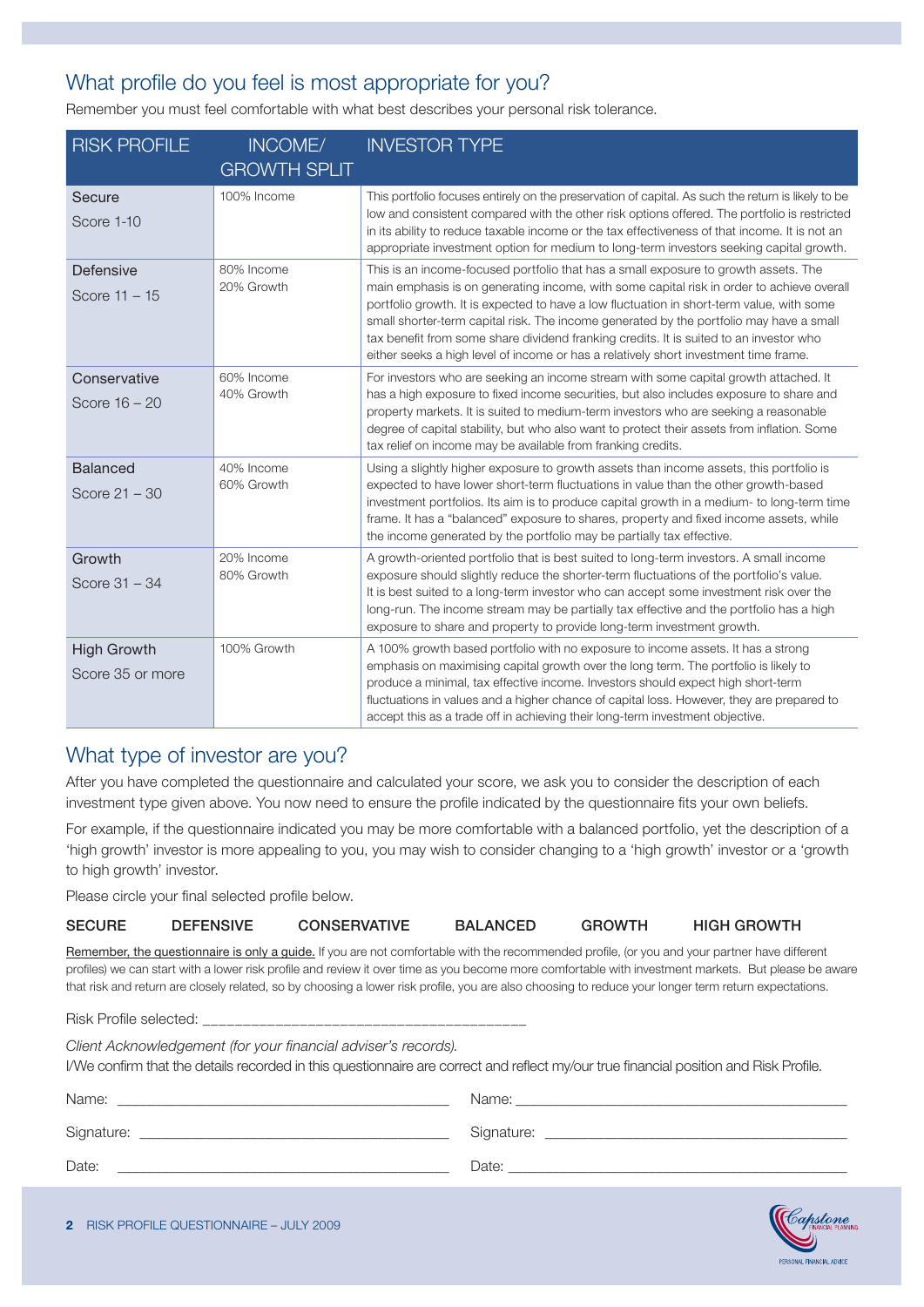## What profile do you feel is most appropriate for you?

Remember you must feel comfortable with what best describes your personal risk tolerance.

| RISK PROFILE | INCOME/ GROWTH SPLIT | INVESTOR TYPE |
|---|---|---|
| Secure<br>Score 1-10 | 100% Income | This portfolio focuses entirely on the preservation of capital. As such the return is likely to be low and consistent compared with the other risk options offered. The portfolio is restricted in its ability to reduce taxable income or the tax effectiveness of that income. It is not an appropriate investment option for medium to long-term investors seeking capital growth. |
| Defensive<br>Score 11 – 15 | 80% Income<br>20% Growth | This is an income-focused portfolio that has a small exposure to growth assets. The main emphasis is on generating income, with some capital risk in order to achieve overall portfolio growth. It is expected to have a low fluctuation in short-term value, with some small shorter-term capital risk. The income generated by the portfolio may have a small tax benefit from some share dividend franking credits. It is suited to an investor who either seeks a high level of income or has a relatively short investment time frame. |
| Conservative<br>Score 16 – 20 | 60% Income<br>40% Growth | For investors who are seeking an income stream with some capital growth attached. It has a high exposure to fixed income securities, but also includes exposure to share and property markets. It is suited to medium-term investors who are seeking a reasonable degree of capital stability, but who also want to protect their assets from inflation. Some tax relief on income may be available from franking credits. |
| Balanced<br>Score 21 – 30 | 40% Income<br>60% Growth | Using a slightly higher exposure to growth assets than income assets, this portfolio is expected to have lower short-term fluctuations in value than the other growth-based investment portfolios. Its aim is to produce capital growth in a medium- to long-term time frame. It has a "balanced" exposure to shares, property and fixed income assets, while the income generated by the portfolio may be partially tax effective. |
| Growth<br>Score 31 – 34 | 20% Income<br>80% Growth | A growth-oriented portfolio that is best suited to long-term investors. A small income exposure should slightly reduce the shorter-term fluctuations of the portfolio's value. It is best suited to a long-term investor who can accept some investment risk over the long-run. The income stream may be partially tax effective and the portfolio has a high exposure to share and property to provide long-term investment growth. |
| High Growth<br>Score 35 or more | 100% Growth | A 100% growth based portfolio with no exposure to income assets. It has a strong emphasis on maximising capital growth over the long term. The portfolio is likely to produce a minimal, tax effective income. Investors should expect high short-term fluctuations in values and a higher chance of capital loss. However, they are prepared to accept this as a trade off in achieving their long-term investment objective. |

## What type of investor are you?

After you have completed the questionnaire and calculated your score, we ask you to consider the description of each investment type given above. You now need to ensure the profile indicated by the questionnaire fits your own beliefs.

For example, if the questionnaire indicated you may be more comfortable with a balanced portfolio, yet the description of a 'high growth' investor is more appealing to you, you may wish to consider changing to a 'high growth' investor or a 'growth to high growth' investor.

Please circle your final selected profile below.

**SECURE DEFENSIVE CONSERVATIVE BALANCED GROWTH HIGH GROWTH**

Remember, the questionnaire is only a guide. If you are not comfortable with the recommended profile, (or you and your partner have different profiles) we can start with a lower risk profile and review it over time as you become more comfortable with investment markets. But please be aware that risk and return are closely related, so by choosing a lower risk profile, you are also choosing to reduce your longer term return expectations.

Risk Profile selected: ________________________________________

*Client Acknowledgement (for your financial adviser's records).*

I/We confirm that the details recorded in this questionnaire are correct and reflect my/our true financial position and Risk Profile.

Name: ____________________________________________ Name: ____________________________________________

Signature: ________________________________________ Signature: ________________________________________

Date: _____________________________________________ Date: _____________________________________________